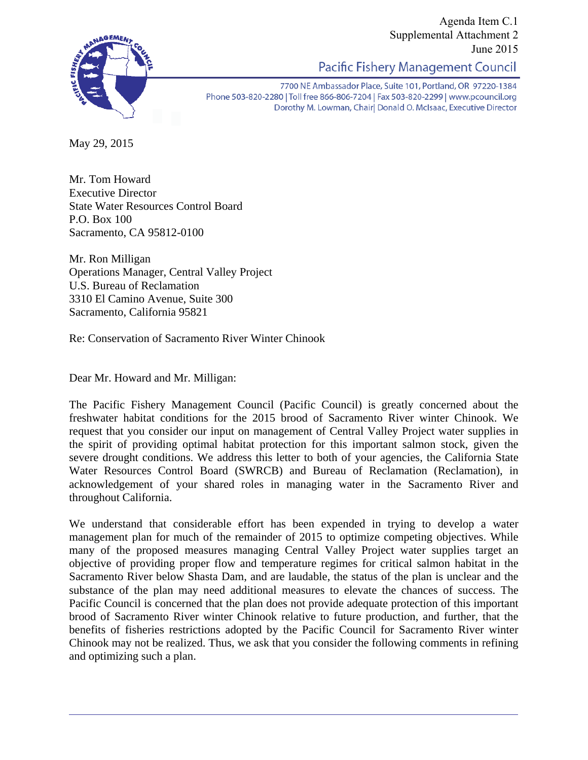Agenda Item C.1
Supplemental Attachment 2
June 2015

Pacific Fishery Management Council

7700 NE Ambassador Place, Suite 101, Portland, OR 97220-1384
Phone 503-820-2280 | Toll free 866-806-7204 | Fax 503-820-2299 | www.pcouncil.org
Dorothy M. Lowman, Chair| Donald O. McIsaac, Executive Director

May 29, 2015

Mr. Tom Howard
Executive Director
State Water Resources Control Board
P.O. Box 100
Sacramento, CA 95812-0100

Mr. Ron Milligan
Operations Manager, Central Valley Project
U.S. Bureau of Reclamation
3310 El Camino Avenue, Suite 300
Sacramento, California 95821

Re: Conservation of Sacramento River Winter Chinook

Dear Mr. Howard and Mr. Milligan:

The Pacific Fishery Management Council (Pacific Council) is greatly concerned about the freshwater habitat conditions for the 2015 brood of Sacramento River winter Chinook. We request that you consider our input on management of Central Valley Project water supplies in the spirit of providing optimal habitat protection for this important salmon stock, given the severe drought conditions. We address this letter to both of your agencies, the California State Water Resources Control Board (SWRCB) and Bureau of Reclamation (Reclamation), in acknowledgement of your shared roles in managing water in the Sacramento River and throughout California.

We understand that considerable effort has been expended in trying to develop a water management plan for much of the remainder of 2015 to optimize competing objectives. While many of the proposed measures managing Central Valley Project water supplies target an objective of providing proper flow and temperature regimes for critical salmon habitat in the Sacramento River below Shasta Dam, and are laudable, the status of the plan is unclear and the substance of the plan may need additional measures to elevate the chances of success. The Pacific Council is concerned that the plan does not provide adequate protection of this important brood of Sacramento River winter Chinook relative to future production, and further, that the benefits of fisheries restrictions adopted by the Pacific Council for Sacramento River winter Chinook may not be realized. Thus, we ask that you consider the following comments in refining and optimizing such a plan.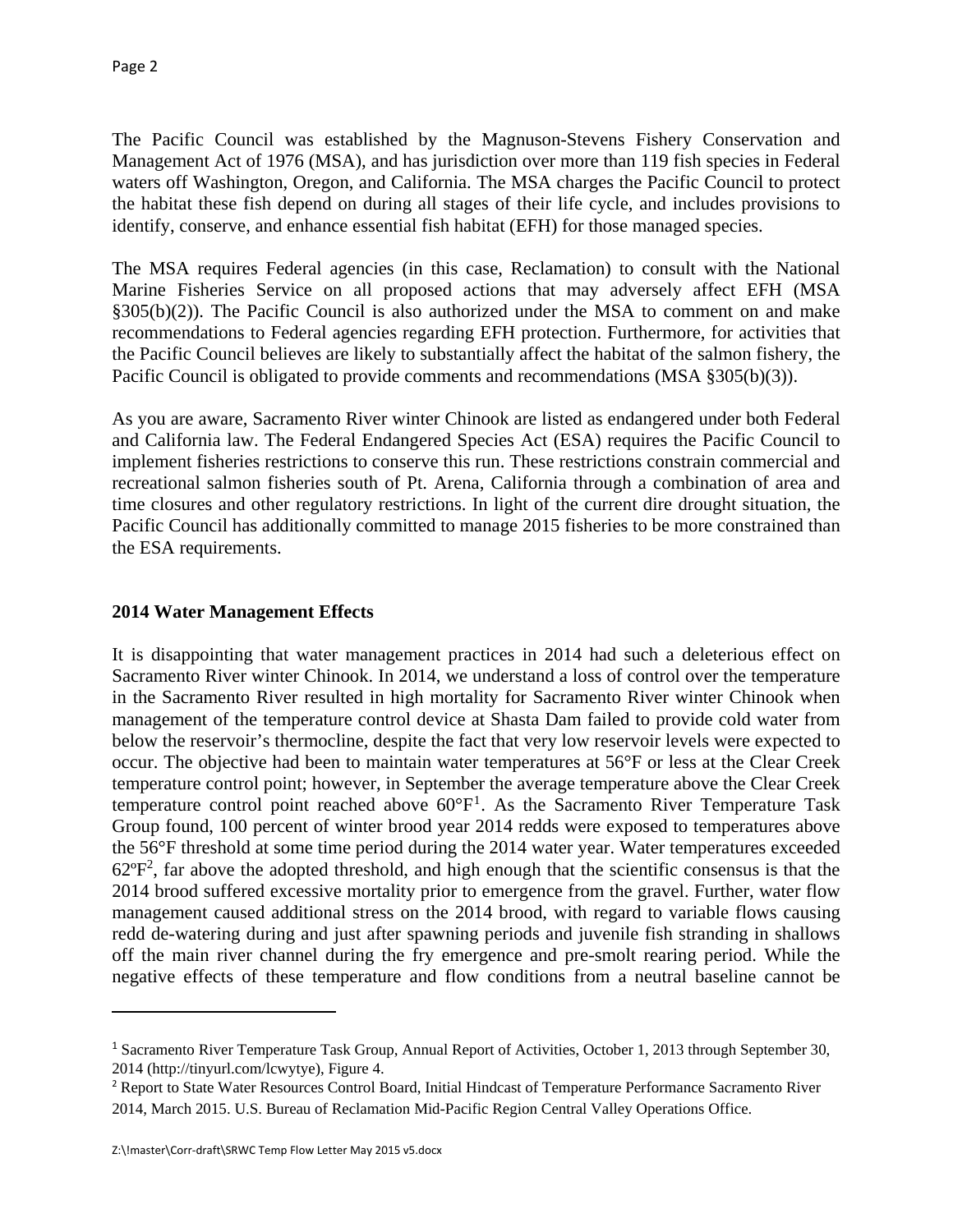The Pacific Council was established by the Magnuson-Stevens Fishery Conservation and Management Act of 1976 (MSA), and has jurisdiction over more than 119 fish species in Federal waters off Washington, Oregon, and California. The MSA charges the Pacific Council to protect the habitat these fish depend on during all stages of their life cycle, and includes provisions to identify, conserve, and enhance essential fish habitat (EFH) for those managed species.

The MSA requires Federal agencies (in this case, Reclamation) to consult with the National Marine Fisheries Service on all proposed actions that may adversely affect EFH (MSA §305(b)(2)). The Pacific Council is also authorized under the MSA to comment on and make recommendations to Federal agencies regarding EFH protection. Furthermore, for activities that the Pacific Council believes are likely to substantially affect the habitat of the salmon fishery, the Pacific Council is obligated to provide comments and recommendations (MSA §305(b)(3)).

As you are aware, Sacramento River winter Chinook are listed as endangered under both Federal and California law. The Federal Endangered Species Act (ESA) requires the Pacific Council to implement fisheries restrictions to conserve this run. These restrictions constrain commercial and recreational salmon fisheries south of Pt. Arena, California through a combination of area and time closures and other regulatory restrictions. In light of the current dire drought situation, the Pacific Council has additionally committed to manage 2015 fisheries to be more constrained than the ESA requirements.

**2014 Water Management Effects**

It is disappointing that water management practices in 2014 had such a deleterious effect on Sacramento River winter Chinook. In 2014, we understand a loss of control over the temperature in the Sacramento River resulted in high mortality for Sacramento River winter Chinook when management of the temperature control device at Shasta Dam failed to provide cold water from below the reservoir's thermocline, despite the fact that very low reservoir levels were expected to occur. The objective had been to maintain water temperatures at 56°F or less at the Clear Creek temperature control point; however, in September the average temperature above the Clear Creek temperature control point reached above 60°F[1]. As the Sacramento River Temperature Task Group found, 100 percent of winter brood year 2014 redds were exposed to temperatures above the 56°F threshold at some time period during the 2014 water year. Water temperatures exceeded 62ºF[2], far above the adopted threshold, and high enough that the scientific consensus is that the 2014 brood suffered excessive mortality prior to emergence from the gravel. Further, water flow management caused additional stress on the 2014 brood, with regard to variable flows causing redd de-watering during and just after spawning periods and juvenile fish stranding in shallows off the main river channel during the fry emergence and pre-smolt rearing period. While the negative effects of these temperature and flow conditions from a neutral baseline cannot be

---

[1] Sacramento River Temperature Task Group, Annual Report of Activities, October 1, 2013 through September 30, 2014 (http://tinyurl.com/lcwytye), Figure 4.

[2] Report to State Water Resources Control Board, Initial Hindcast of Temperature Performance Sacramento River 2014, March 2015. U.S. Bureau of Reclamation Mid-Pacific Region Central Valley Operations Office.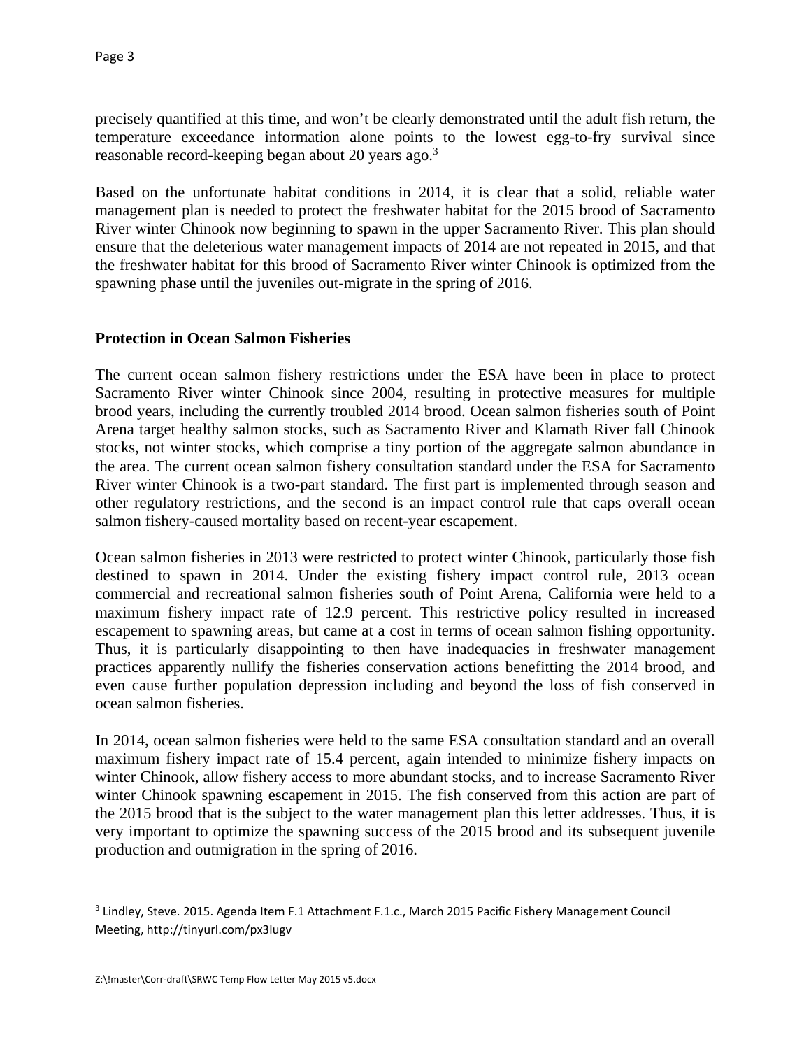precisely quantified at this time, and won't be clearly demonstrated until the adult fish return, the temperature exceedance information alone points to the lowest egg-to-fry survival since reasonable record-keeping began about 20 years ago.[3]

Based on the unfortunate habitat conditions in 2014, it is clear that a solid, reliable water management plan is needed to protect the freshwater habitat for the 2015 brood of Sacramento River winter Chinook now beginning to spawn in the upper Sacramento River. This plan should ensure that the deleterious water management impacts of 2014 are not repeated in 2015, and that the freshwater habitat for this brood of Sacramento River winter Chinook is optimized from the spawning phase until the juveniles out-migrate in the spring of 2016.

**Protection in Ocean Salmon Fisheries**

The current ocean salmon fishery restrictions under the ESA have been in place to protect Sacramento River winter Chinook since 2004, resulting in protective measures for multiple brood years, including the currently troubled 2014 brood. Ocean salmon fisheries south of Point Arena target healthy salmon stocks, such as Sacramento River and Klamath River fall Chinook stocks, not winter stocks, which comprise a tiny portion of the aggregate salmon abundance in the area. The current ocean salmon fishery consultation standard under the ESA for Sacramento River winter Chinook is a two-part standard. The first part is implemented through season and other regulatory restrictions, and the second is an impact control rule that caps overall ocean salmon fishery-caused mortality based on recent-year escapement.

Ocean salmon fisheries in 2013 were restricted to protect winter Chinook, particularly those fish destined to spawn in 2014. Under the existing fishery impact control rule, 2013 ocean commercial and recreational salmon fisheries south of Point Arena, California were held to a maximum fishery impact rate of 12.9 percent. This restrictive policy resulted in increased escapement to spawning areas, but came at a cost in terms of ocean salmon fishing opportunity. Thus, it is particularly disappointing to then have inadequacies in freshwater management practices apparently nullify the fisheries conservation actions benefitting the 2014 brood, and even cause further population depression including and beyond the loss of fish conserved in ocean salmon fisheries.

In 2014, ocean salmon fisheries were held to the same ESA consultation standard and an overall maximum fishery impact rate of 15.4 percent, again intended to minimize fishery impacts on winter Chinook, allow fishery access to more abundant stocks, and to increase Sacramento River winter Chinook spawning escapement in 2015. The fish conserved from this action are part of the 2015 brood that is the subject to the water management plan this letter addresses. Thus, it is very important to optimize the spawning success of the 2015 brood and its subsequent juvenile production and outmigration in the spring of 2016.

---

[3] Lindley, Steve. 2015. Agenda Item F.1 Attachment F.1.c., March 2015 Pacific Fishery Management Council Meeting, http://tinyurl.com/px3lugv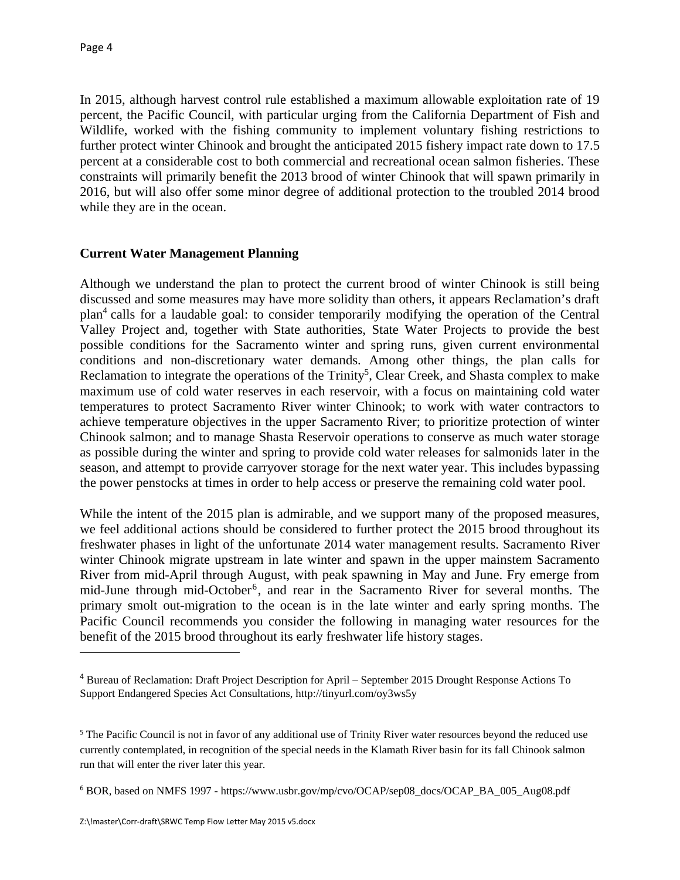In 2015, although harvest control rule established a maximum allowable exploitation rate of 19 percent, the Pacific Council, with particular urging from the California Department of Fish and Wildlife, worked with the fishing community to implement voluntary fishing restrictions to further protect winter Chinook and brought the anticipated 2015 fishery impact rate down to 17.5 percent at a considerable cost to both commercial and recreational ocean salmon fisheries. These constraints will primarily benefit the 2013 brood of winter Chinook that will spawn primarily in 2016, but will also offer some minor degree of additional protection to the troubled 2014 brood while they are in the ocean.

**Current Water Management Planning**

Although we understand the plan to protect the current brood of winter Chinook is still being discussed and some measures may have more solidity than others, it appears Reclamation's draft plan[4] calls for a laudable goal: to consider temporarily modifying the operation of the Central Valley Project and, together with State authorities, State Water Projects to provide the best possible conditions for the Sacramento winter and spring runs, given current environmental conditions and non-discretionary water demands. Among other things, the plan calls for Reclamation to integrate the operations of the Trinity[5], Clear Creek, and Shasta complex to make maximum use of cold water reserves in each reservoir, with a focus on maintaining cold water temperatures to protect Sacramento River winter Chinook; to work with water contractors to achieve temperature objectives in the upper Sacramento River; to prioritize protection of winter Chinook salmon; and to manage Shasta Reservoir operations to conserve as much water storage as possible during the winter and spring to provide cold water releases for salmonids later in the season, and attempt to provide carryover storage for the next water year. This includes bypassing the power penstocks at times in order to help access or preserve the remaining cold water pool.

While the intent of the 2015 plan is admirable, and we support many of the proposed measures, we feel additional actions should be considered to further protect the 2015 brood throughout its freshwater phases in light of the unfortunate 2014 water management results. Sacramento River winter Chinook migrate upstream in late winter and spawn in the upper mainstem Sacramento River from mid-April through August, with peak spawning in May and June. Fry emerge from mid-June through mid-October[6], and rear in the Sacramento River for several months. The primary smolt out-migration to the ocean is in the late winter and early spring months. The Pacific Council recommends you consider the following in managing water resources for the benefit of the 2015 brood throughout its early freshwater life history stages.

---

[4] Bureau of Reclamation: Draft Project Description for April – September 2015 Drought Response Actions To Support Endangered Species Act Consultations, http://tinyurl.com/oy3ws5y

[5] The Pacific Council is not in favor of any additional use of Trinity River water resources beyond the reduced use currently contemplated, in recognition of the special needs in the Klamath River basin for its fall Chinook salmon run that will enter the river later this year.

[6] BOR, based on NMFS 1997 - https://www.usbr.gov/mp/cvo/OCAP/sep08_docs/OCAP_BA_005_Aug08.pdf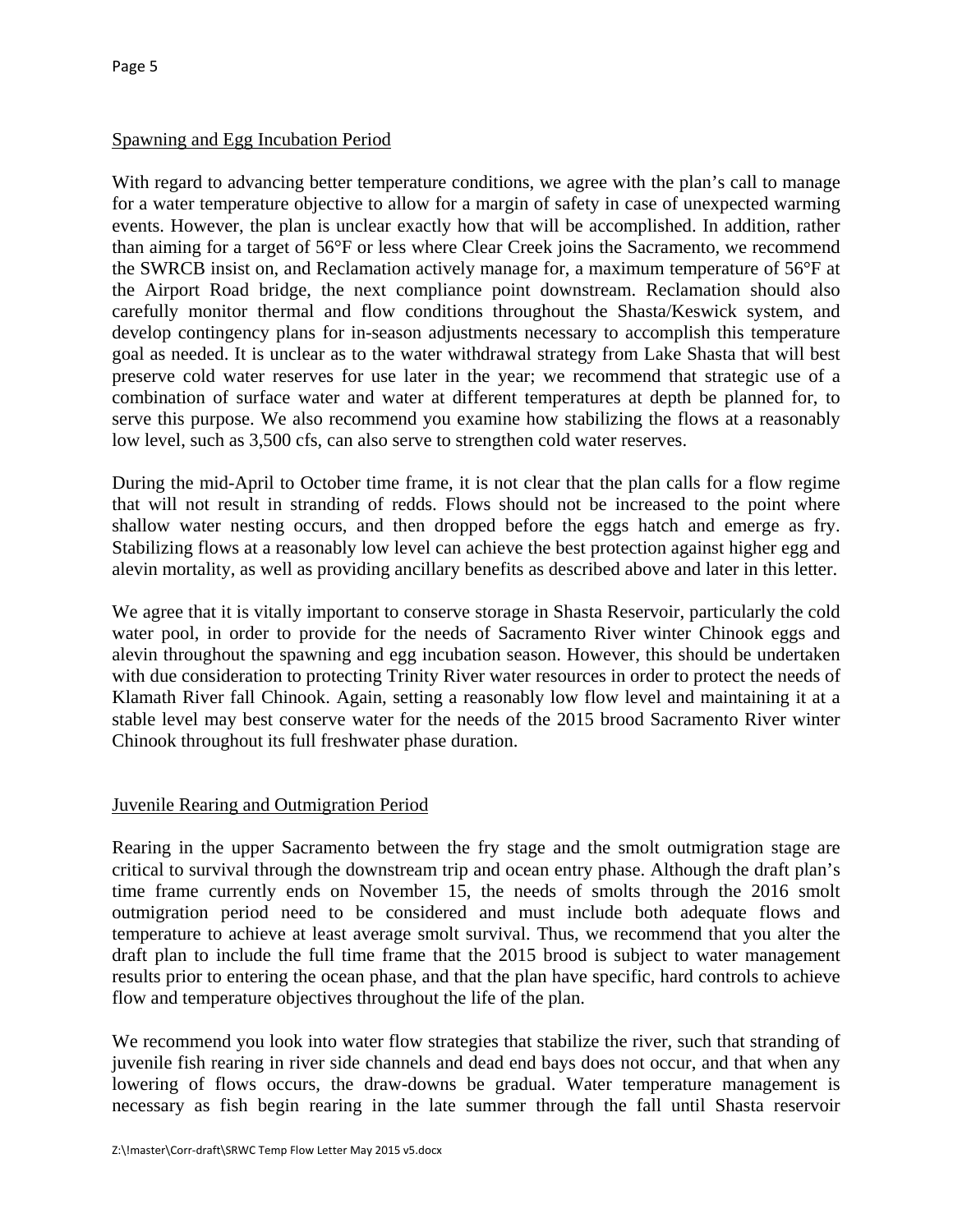## Spawning and Egg Incubation Period

With regard to advancing better temperature conditions, we agree with the plan's call to manage for a water temperature objective to allow for a margin of safety in case of unexpected warming events. However, the plan is unclear exactly how that will be accomplished. In addition, rather than aiming for a target of 56°F or less where Clear Creek joins the Sacramento, we recommend the SWRCB insist on, and Reclamation actively manage for, a maximum temperature of 56°F at the Airport Road bridge, the next compliance point downstream. Reclamation should also carefully monitor thermal and flow conditions throughout the Shasta/Keswick system, and develop contingency plans for in-season adjustments necessary to accomplish this temperature goal as needed. It is unclear as to the water withdrawal strategy from Lake Shasta that will best preserve cold water reserves for use later in the year; we recommend that strategic use of a combination of surface water and water at different temperatures at depth be planned for, to serve this purpose. We also recommend you examine how stabilizing the flows at a reasonably low level, such as 3,500 cfs, can also serve to strengthen cold water reserves.

During the mid-April to October time frame, it is not clear that the plan calls for a flow regime that will not result in stranding of redds. Flows should not be increased to the point where shallow water nesting occurs, and then dropped before the eggs hatch and emerge as fry. Stabilizing flows at a reasonably low level can achieve the best protection against higher egg and alevin mortality, as well as providing ancillary benefits as described above and later in this letter.

We agree that it is vitally important to conserve storage in Shasta Reservoir, particularly the cold water pool, in order to provide for the needs of Sacramento River winter Chinook eggs and alevin throughout the spawning and egg incubation season. However, this should be undertaken with due consideration to protecting Trinity River water resources in order to protect the needs of Klamath River fall Chinook. Again, setting a reasonably low flow level and maintaining it at a stable level may best conserve water for the needs of the 2015 brood Sacramento River winter Chinook throughout its full freshwater phase duration.

## Juvenile Rearing and Outmigration Period

Rearing in the upper Sacramento between the fry stage and the smolt outmigration stage are critical to survival through the downstream trip and ocean entry phase. Although the draft plan's time frame currently ends on November 15, the needs of smolts through the 2016 smolt outmigration period need to be considered and must include both adequate flows and temperature to achieve at least average smolt survival. Thus, we recommend that you alter the draft plan to include the full time frame that the 2015 brood is subject to water management results prior to entering the ocean phase, and that the plan have specific, hard controls to achieve flow and temperature objectives throughout the life of the plan.

We recommend you look into water flow strategies that stabilize the river, such that stranding of juvenile fish rearing in river side channels and dead end bays does not occur, and that when any lowering of flows occurs, the draw-downs be gradual. Water temperature management is necessary as fish begin rearing in the late summer through the fall until Shasta reservoir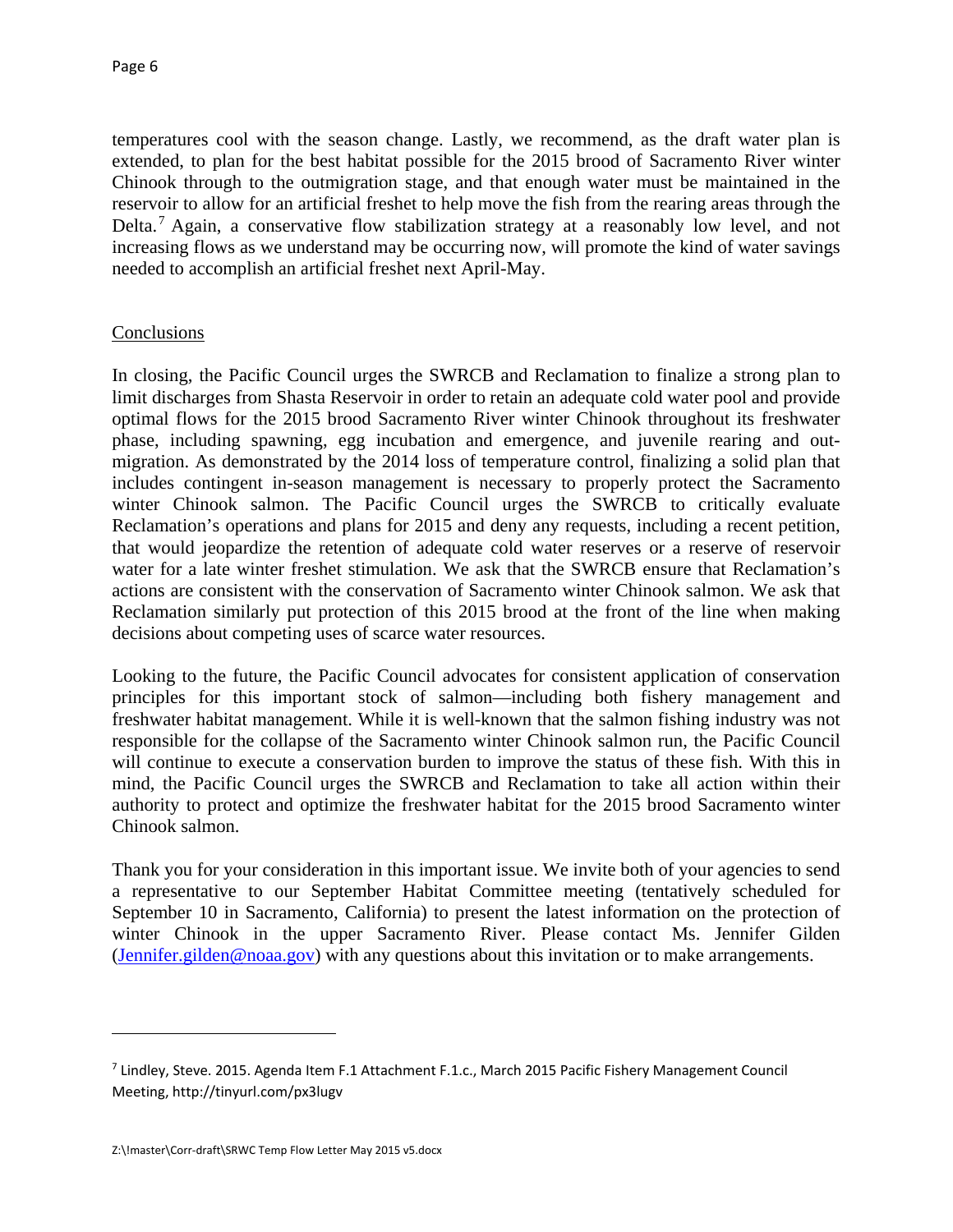temperatures cool with the season change. Lastly, we recommend, as the draft water plan is extended, to plan for the best habitat possible for the 2015 brood of Sacramento River winter Chinook through to the outmigration stage, and that enough water must be maintained in the reservoir to allow for an artificial freshet to help move the fish from the rearing areas through the Delta.[7] Again, a conservative flow stabilization strategy at a reasonably low level, and not increasing flows as we understand may be occurring now, will promote the kind of water savings needed to accomplish an artificial freshet next April-May.

## Conclusions

In closing, the Pacific Council urges the SWRCB and Reclamation to finalize a strong plan to limit discharges from Shasta Reservoir in order to retain an adequate cold water pool and provide optimal flows for the 2015 brood Sacramento River winter Chinook throughout its freshwater phase, including spawning, egg incubation and emergence, and juvenile rearing and out-migration. As demonstrated by the 2014 loss of temperature control, finalizing a solid plan that includes contingent in-season management is necessary to properly protect the Sacramento winter Chinook salmon. The Pacific Council urges the SWRCB to critically evaluate Reclamation's operations and plans for 2015 and deny any requests, including a recent petition, that would jeopardize the retention of adequate cold water reserves or a reserve of reservoir water for a late winter freshet stimulation. We ask that the SWRCB ensure that Reclamation's actions are consistent with the conservation of Sacramento winter Chinook salmon. We ask that Reclamation similarly put protection of this 2015 brood at the front of the line when making decisions about competing uses of scarce water resources.

Looking to the future, the Pacific Council advocates for consistent application of conservation principles for this important stock of salmon—including both fishery management and freshwater habitat management. While it is well-known that the salmon fishing industry was not responsible for the collapse of the Sacramento winter Chinook salmon run, the Pacific Council will continue to execute a conservation burden to improve the status of these fish. With this in mind, the Pacific Council urges the SWRCB and Reclamation to take all action within their authority to protect and optimize the freshwater habitat for the 2015 brood Sacramento winter Chinook salmon.

Thank you for your consideration in this important issue. We invite both of your agencies to send a representative to our September Habitat Committee meeting (tentatively scheduled for September 10 in Sacramento, California) to present the latest information on the protection of winter Chinook in the upper Sacramento River. Please contact Ms. Jennifer Gilden (Jennifer.gilden@noaa.gov) with any questions about this invitation or to make arrangements.

---

[7] Lindley, Steve. 2015. Agenda Item F.1 Attachment F.1.c., March 2015 Pacific Fishery Management Council Meeting, http://tinyurl.com/px3lugv

Z:\!master\Corr-draft\SRWC Temp Flow Letter May 2015 v5.docx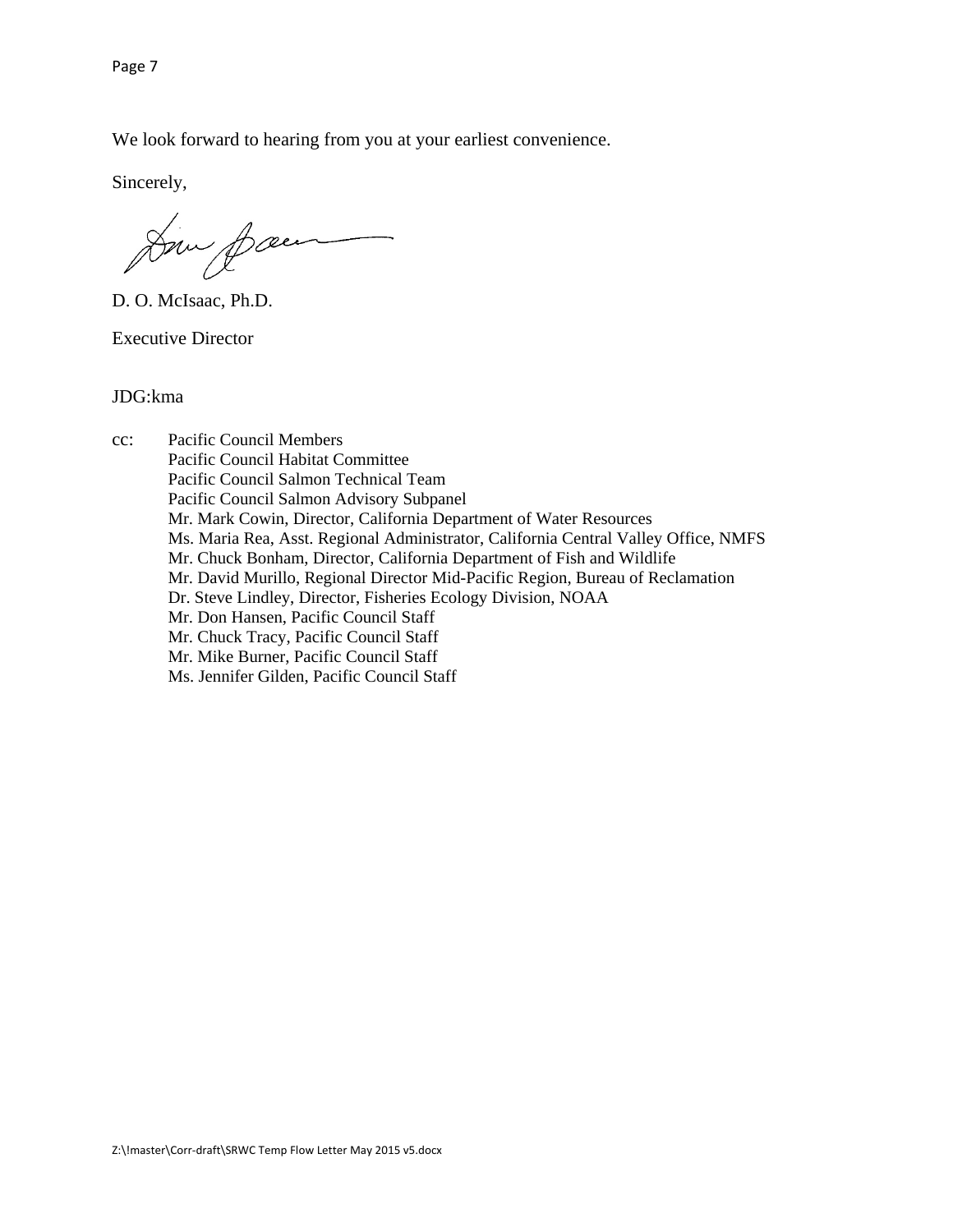We look forward to hearing from you at your earliest convenience.

Sincerely,

D. O. McIsaac, Ph.D.

Executive Director

JDG:kma

cc: Pacific Council Members
Pacific Council Habitat Committee
Pacific Council Salmon Technical Team
Pacific Council Salmon Advisory Subpanel
Mr. Mark Cowin, Director, California Department of Water Resources
Ms. Maria Rea, Asst. Regional Administrator, California Central Valley Office, NMFS
Mr. Chuck Bonham, Director, California Department of Fish and Wildlife
Mr. David Murillo, Regional Director Mid-Pacific Region, Bureau of Reclamation
Dr. Steve Lindley, Director, Fisheries Ecology Division, NOAA
Mr. Don Hansen, Pacific Council Staff
Mr. Chuck Tracy, Pacific Council Staff
Mr. Mike Burner, Pacific Council Staff
Ms. Jennifer Gilden, Pacific Council Staff

Z:\!master\Corr-draft\SRWC Temp Flow Letter May 2015 v5.docx